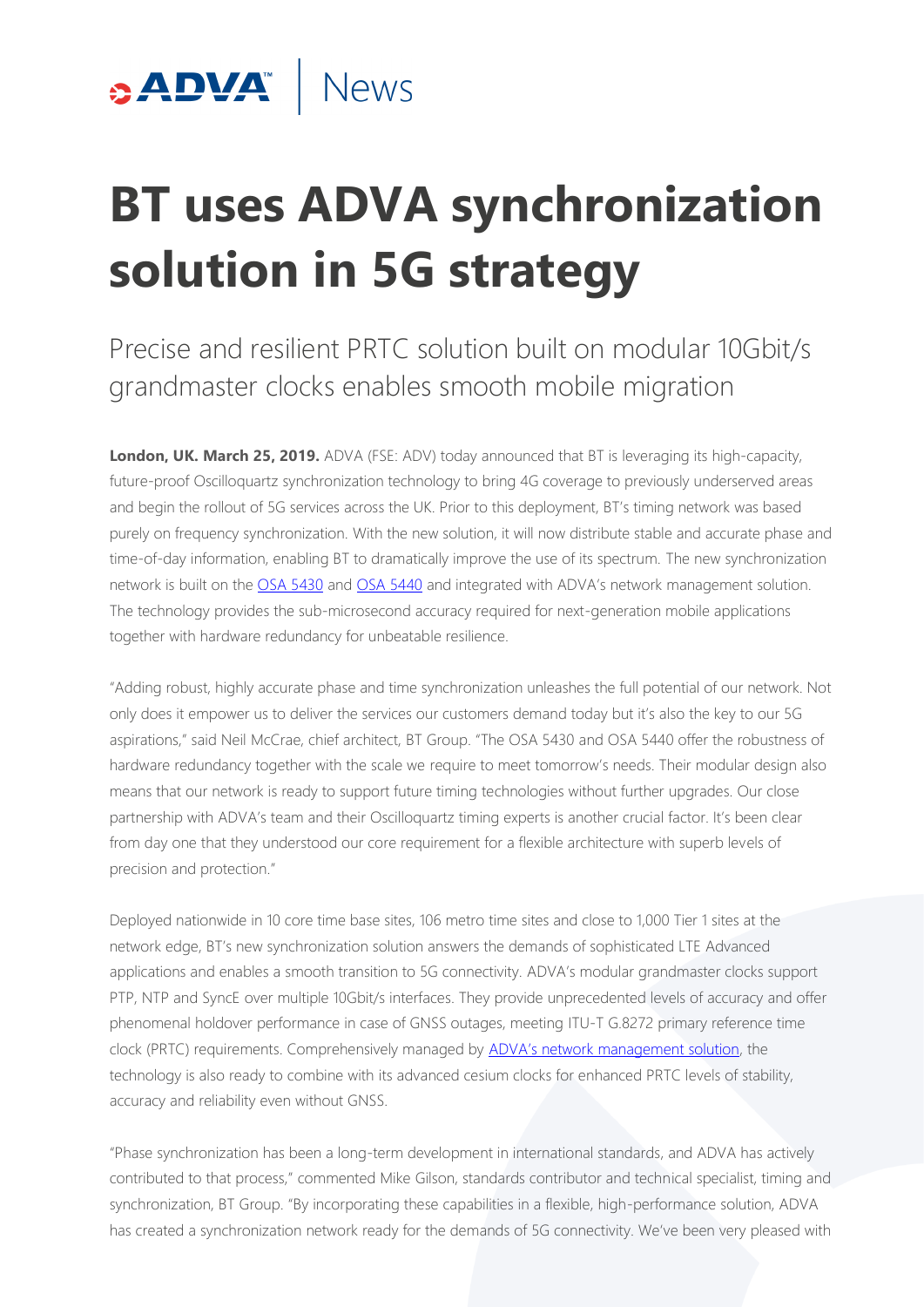ADVA | News

# BT uses ADVA synchronization solution in 5G strategy

## Precise and resilient PRTC solution built on modular 10Gbit/s grandmaster clocks enables smooth mobile migration

**London, UK. March 25, 2019.** ADVA (FSE: ADV) today announced that BT is leveraging its high-capacity, future-proof Oscilloquartz synchronization technology to bring 4G coverage to previously underserved areas and begin the rollout of 5G services across the UK. Prior to this deployment, BT's timing network was based purely on frequency synchronization. With the new solution, it will now distribute stable and accurate phase and time-of-day information, enabling BT to dramatically improve the use of its spectrum. The new synchronization network is built on the OSA 5430 and OSA 5440 and integrated with ADVA's network management solution. The technology provides the sub-microsecond accuracy required for next-generation mobile applications together with hardware redundancy for unbeatable resilience.

"Adding robust, highly accurate phase and time synchronization unleashes the full potential of our network. Not only does it empower us to deliver the services our customers demand today but it's also the key to our 5G aspirations," said Neil McCrae, chief architect, BT Group. "The OSA 5430 and OSA 5440 offer the robustness of hardware redundancy together with the scale we require to meet tomorrow's needs. Their modular design also means that our network is ready to support future timing technologies without further upgrades. Our close partnership with ADVA's team and their Oscilloquartz timing experts is another crucial factor. It's been clear from day one that they understood our core requirement for a flexible architecture with superb levels of precision and protection."

Deployed nationwide in 10 core time base sites, 106 metro time sites and close to 1,000 Tier 1 sites at the network edge, BT's new synchronization solution answers the demands of sophisticated LTE Advanced applications and enables a smooth transition to 5G connectivity. ADVA's modular grandmaster clocks support PTP, NTP and SyncE over multiple 10Gbit/s interfaces. They provide unprecedented levels of accuracy and offer phenomenal holdover performance in case of GNSS outages, meeting ITU-T G.8272 primary reference time clock (PRTC) requirements. Comprehensively managed by ADVA's network management solution, the technology is also ready to combine with its advanced cesium clocks for enhanced PRTC levels of stability, accuracy and reliability even without GNSS.

"Phase synchronization has been a long-term development in international standards, and ADVA has actively contributed to that process," commented Mike Gilson, standards contributor and technical specialist, timing and synchronization, BT Group. "By incorporating these capabilities in a flexible, high-performance solution, ADVA has created a synchronization network ready for the demands of 5G connectivity. We've been very pleased with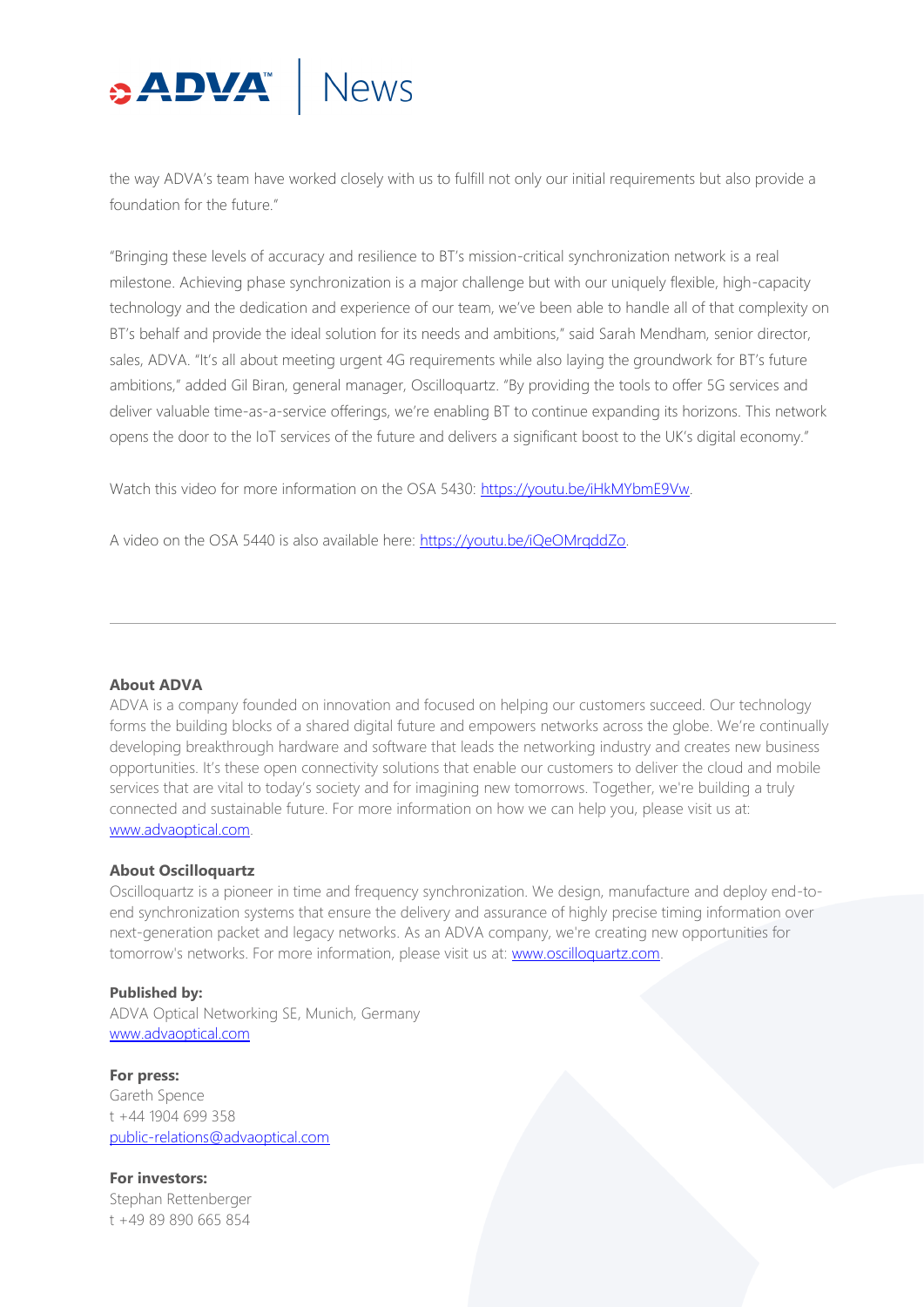the way ADVA's team have worked closely with us to fulfill not only our initial requirements but also provide a foundation for the future."

"Bringing these levels of accuracy and resilience to BT's mission-critical synchronization network is a real milestone. Achieving phase synchronization is a major challenge but with our uniquely flexible, high-capacity technology and the dedication and experience of our team, we've been able to handle all of that complexity on BT's behalf and provide the ideal solution for its needs and ambitions," said Sarah Mendham, senior director, sales, ADVA. "It's all about meeting urgent 4G requirements while also laying the groundwork for BT's future ambitions," added Gil Biran, general manager, Oscilloquartz. "By providing the tools to offer 5G services and deliver valuable time-as-a-service offerings, we're enabling BT to continue expanding its horizons. This network opens the door to the IoT services of the future and delivers a significant boost to the UK's digital economy."

Watch this video for more information on the OSA 5430: https://youtu.be/iHkMYbmE9Vw.

A video on the OSA 5440 is also available here: https://youtu.be/iQeOMrqddZo.

---

**About ADVA**
ADVA is a company founded on innovation and focused on helping our customers succeed. Our technology forms the building blocks of a shared digital future and empowers networks across the globe. We're continually developing breakthrough hardware and software that leads the networking industry and creates new business opportunities. It's these open connectivity solutions that enable our customers to deliver the cloud and mobile services that are vital to today's society and for imagining new tomorrows. Together, we're building a truly connected and sustainable future. For more information on how we can help you, please visit us at: www.advaoptical.com.

**About Oscilloquartz**
Oscilloquartz is a pioneer in time and frequency synchronization. We design, manufacture and deploy end-to-end synchronization systems that ensure the delivery and assurance of highly precise timing information over next-generation packet and legacy networks. As an ADVA company, we're creating new opportunities for tomorrow's networks. For more information, please visit us at: www.oscilloquartz.com.

**Published by:**
ADVA Optical Networking SE, Munich, Germany
www.advaoptical.com

**For press:**
Gareth Spence
t +44 1904 699 358
public-relations@advaoptical.com

**For investors:**
Stephan Rettenberger
t +49 89 890 665 854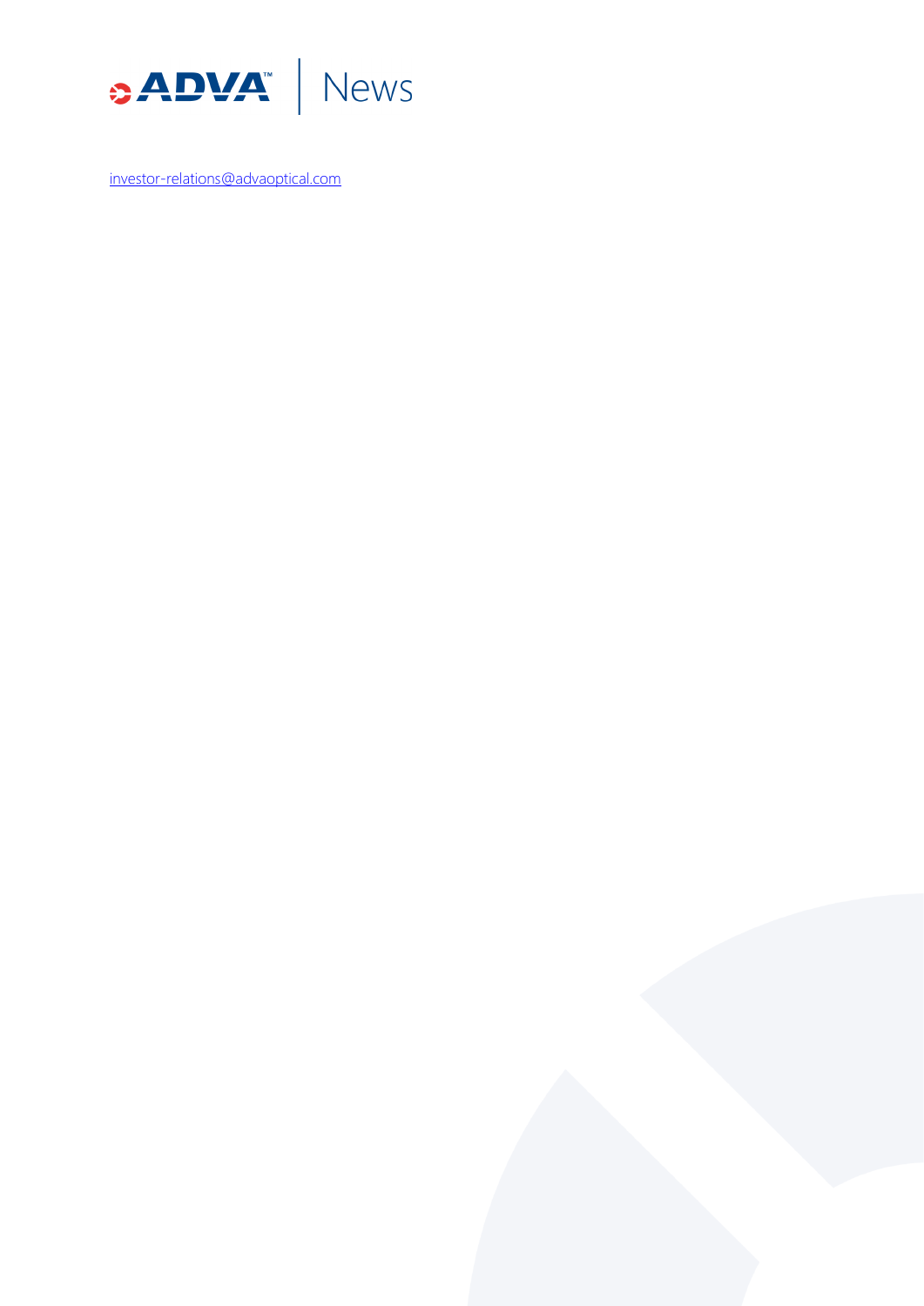[investor-relations@advaoptical.com](mailto:investor-relations@advaoptical.com)